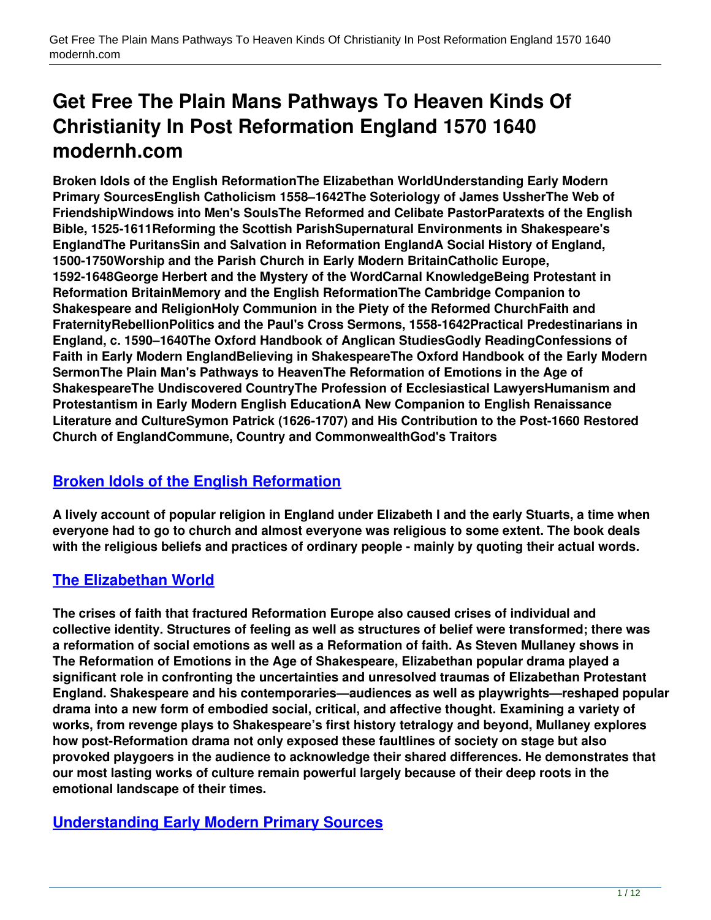# Get Free The Plain Mans Pathways To Heaven Kinds Of Christianity In Post Reformation England 1570 1640 modernh.com

**Broken Idols of the English ReformationThe Elizabethan WorldUnderstanding Early Modern Primary SourcesEnglish Catholicism 1558–1642The Soteriology of James UssherThe Web of FriendshipWindows into Men's SoulsThe Reformed and Celibate PastorParatexts of the English Bible, 1525-1611Reforming the Scottish ParishSupernatural Environments in Shakespeare's EnglandThe PuritansSin and Salvation in Reformation EnglandA Social History of England, 1500-1750Worship and the Parish Church in Early Modern BritainCatholic Europe, 1592-1648George Herbert and the Mystery of the WordCarnal KnowledgeBeing Protestant in Reformation BritainMemory and the English ReformationThe Cambridge Companion to Shakespeare and ReligionHoly Communion in the Piety of the Reformed ChurchFaith and FraternityRebellionPolitics and the Paul's Cross Sermons, 1558-1642Practical Predestinarians in England, c. 1590–1640The Oxford Handbook of Anglican StudiesGodly ReadingConfessions of Faith in Early Modern EnglandBelieving in ShakespeareThe Oxford Handbook of the Early Modern SermonThe Plain Man's Pathways to HeavenThe Reformation of Emotions in the Age of ShakespeareThe Undiscovered CountryThe Profession of Ecclesiastical LawyersHumanism and Protestantism in Early Modern English EducationA New Companion to English Renaissance Literature and CultureSymon Patrick (1626-1707) and His Contribution to the Post-1660 Restored Church of EnglandCommune, Country and CommonwealthGod's Traitors**

## Broken Idols of the English Reformation

**A lively account of popular religion in England under Elizabeth I and the early Stuarts, a time when everyone had to go to church and almost everyone was religious to some extent. The book deals with the religious beliefs and practices of ordinary people - mainly by quoting their actual words.**

## The Elizabethan World

**The crises of faith that fractured Reformation Europe also caused crises of individual and collective identity. Structures of feeling as well as structures of belief were transformed; there was a reformation of social emotions as well as a Reformation of faith. As Steven Mullaney shows in The Reformation of Emotions in the Age of Shakespeare, Elizabethan popular drama played a significant role in confronting the uncertainties and unresolved traumas of Elizabethan Protestant England. Shakespeare and his contemporaries—audiences as well as playwrights—reshaped popular drama into a new form of embodied social, critical, and affective thought. Examining a variety of works, from revenge plays to Shakespeare's first history tetralogy and beyond, Mullaney explores how post-Reformation drama not only exposed these faultlines of society on stage but also provoked playgoers in the audience to acknowledge their shared differences. He demonstrates that our most lasting works of culture remain powerful largely because of their deep roots in the emotional landscape of their times.**

## Understanding Early Modern Primary Sources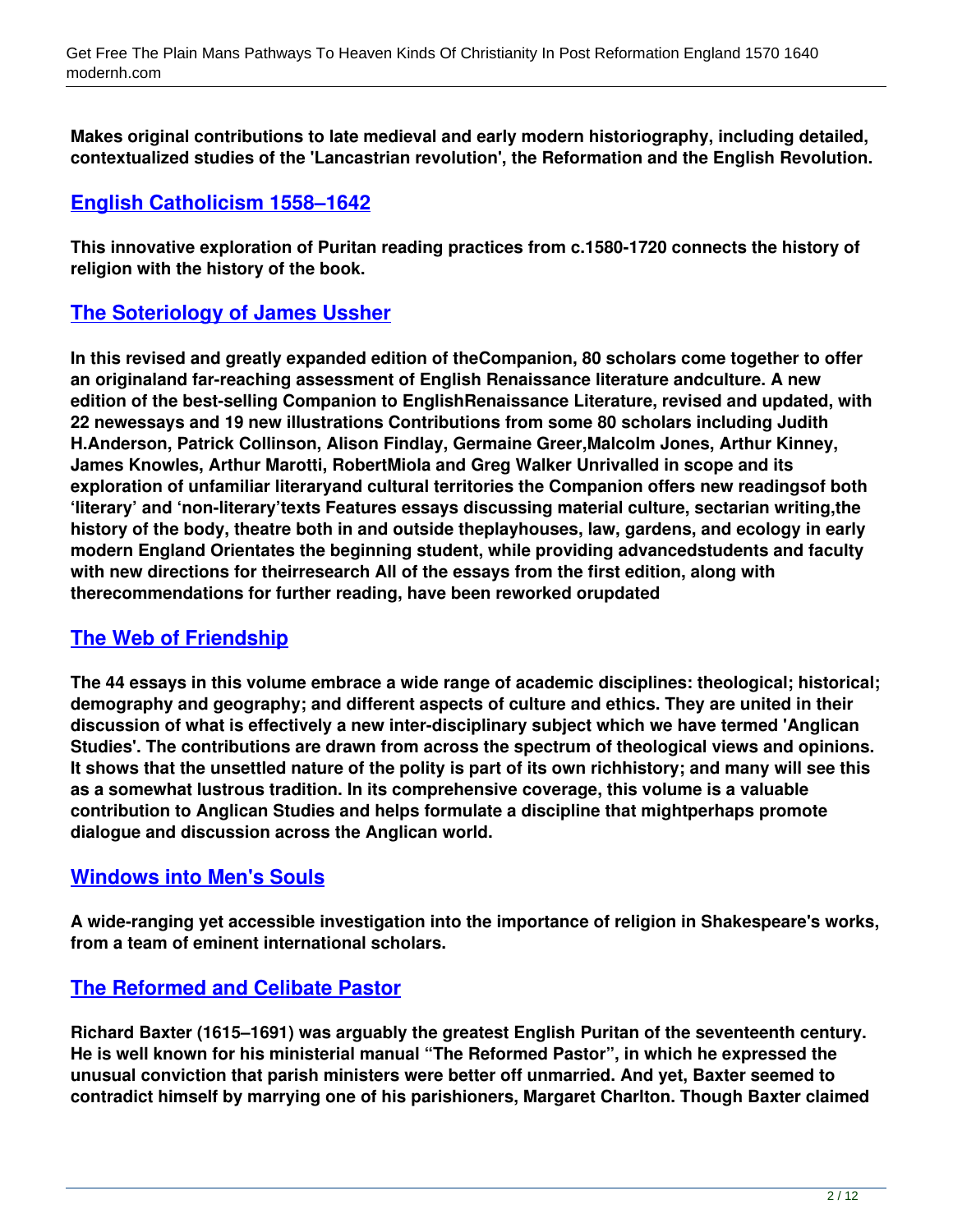**Makes original contributions to late medieval and early modern historiography, including detailed, contextualized studies of the 'Lancastrian revolution', the Reformation and the English Revolution.**

## English Catholicism 1558–1642

**This innovative exploration of Puritan reading practices from c.1580-1720 connects the history of religion with the history of the book.**

## The Soteriology of James Ussher

**In this revised and greatly expanded edition of theCompanion, 80 scholars come together to offer an originaland far-reaching assessment of English Renaissance literature andculture. A new edition of the best-selling Companion to EnglishRenaissance Literature, revised and updated, with 22 newessays and 19 new illustrations Contributions from some 80 scholars including Judith H.Anderson, Patrick Collinson, Alison Findlay, Germaine Greer,Malcolm Jones, Arthur Kinney, James Knowles, Arthur Marotti, RobertMiola and Greg Walker Unrivalled in scope and its exploration of unfamiliar literaryand cultural territories the Companion offers new readingsof both 'literary' and 'non-literary'texts Features essays discussing material culture, sectarian writing,the history of the body, theatre both in and outside theplayhouses, law, gardens, and ecology in early modern England Orientates the beginning student, while providing advancedstudents and faculty with new directions for theirresearch All of the essays from the first edition, along with therecommendations for further reading, have been reworked orupdated**

## The Web of Friendship

**The 44 essays in this volume embrace a wide range of academic disciplines: theological; historical; demography and geography; and different aspects of culture and ethics. They are united in their discussion of what is effectively a new inter-disciplinary subject which we have termed 'Anglican Studies'. The contributions are drawn from across the spectrum of theological views and opinions. It shows that the unsettled nature of the polity is part of its own richhistory; and many will see this as a somewhat lustrous tradition. In its comprehensive coverage, this volume is a valuable contribution to Anglican Studies and helps formulate a discipline that mightperhaps promote dialogue and discussion across the Anglican world.**

## Windows into Men's Souls

**A wide-ranging yet accessible investigation into the importance of religion in Shakespeare's works, from a team of eminent international scholars.**

## The Reformed and Celibate Pastor

**Richard Baxter (1615–1691) was arguably the greatest English Puritan of the seventeenth century. He is well known for his ministerial manual "The Reformed Pastor", in which he expressed the unusual conviction that parish ministers were better off unmarried. And yet, Baxter seemed to contradict himself by marrying one of his parishioners, Margaret Charlton. Though Baxter claimed**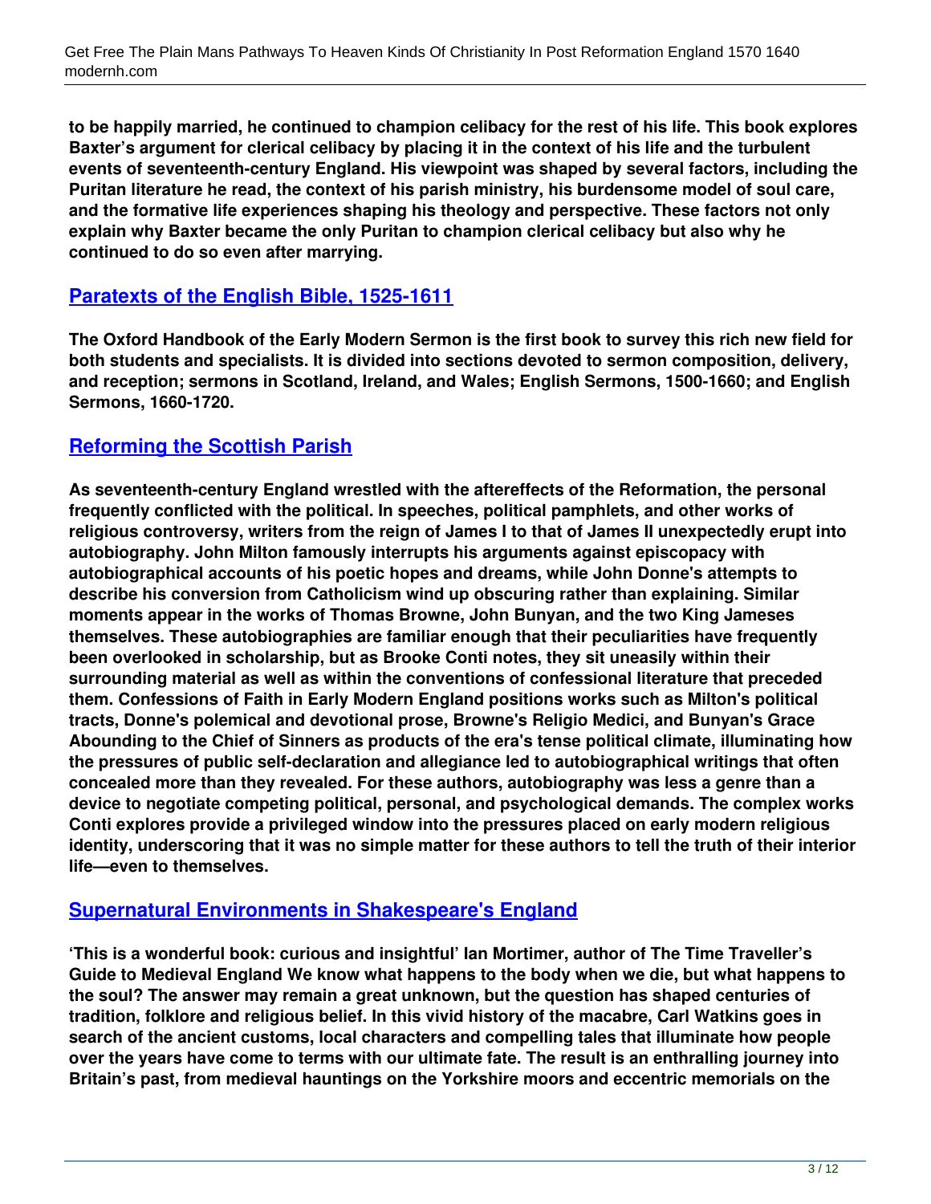**to be happily married, he continued to champion celibacy for the rest of his life. This book explores Baxter's argument for clerical celibacy by placing it in the context of his life and the turbulent events of seventeenth-century England. His viewpoint was shaped by several factors, including the Puritan literature he read, the context of his parish ministry, his burdensome model of soul care, and the formative life experiences shaping his theology and perspective. These factors not only explain why Baxter became the only Puritan to champion clerical celibacy but also why he continued to do so even after marrying.**

## Paratexts of the English Bible, 1525-1611

**The Oxford Handbook of the Early Modern Sermon is the first book to survey this rich new field for both students and specialists. It is divided into sections devoted to sermon composition, delivery, and reception; sermons in Scotland, Ireland, and Wales; English Sermons, 1500-1660; and English Sermons, 1660-1720.**

## Reforming the Scottish Parish

**As seventeenth-century England wrestled with the aftereffects of the Reformation, the personal frequently conflicted with the political. In speeches, political pamphlets, and other works of religious controversy, writers from the reign of James I to that of James II unexpectedly erupt into autobiography. John Milton famously interrupts his arguments against episcopacy with autobiographical accounts of his poetic hopes and dreams, while John Donne's attempts to describe his conversion from Catholicism wind up obscuring rather than explaining. Similar moments appear in the works of Thomas Browne, John Bunyan, and the two King Jameses themselves. These autobiographies are familiar enough that their peculiarities have frequently been overlooked in scholarship, but as Brooke Conti notes, they sit uneasily within their surrounding material as well as within the conventions of confessional literature that preceded them. Confessions of Faith in Early Modern England positions works such as Milton's political tracts, Donne's polemical and devotional prose, Browne's Religio Medici, and Bunyan's Grace Abounding to the Chief of Sinners as products of the era's tense political climate, illuminating how the pressures of public self-declaration and allegiance led to autobiographical writings that often concealed more than they revealed. For these authors, autobiography was less a genre than a device to negotiate competing political, personal, and psychological demands. The complex works Conti explores provide a privileged window into the pressures placed on early modern religious identity, underscoring that it was no simple matter for these authors to tell the truth of their interior life—even to themselves.**

## Supernatural Environments in Shakespeare's England

**'This is a wonderful book: curious and insightful' Ian Mortimer, author of The Time Traveller's Guide to Medieval England We know what happens to the body when we die, but what happens to the soul? The answer may remain a great unknown, but the question has shaped centuries of tradition, folklore and religious belief. In this vivid history of the macabre, Carl Watkins goes in search of the ancient customs, local characters and compelling tales that illuminate how people over the years have come to terms with our ultimate fate. The result is an enthralling journey into Britain's past, from medieval hauntings on the Yorkshire moors and eccentric memorials on the**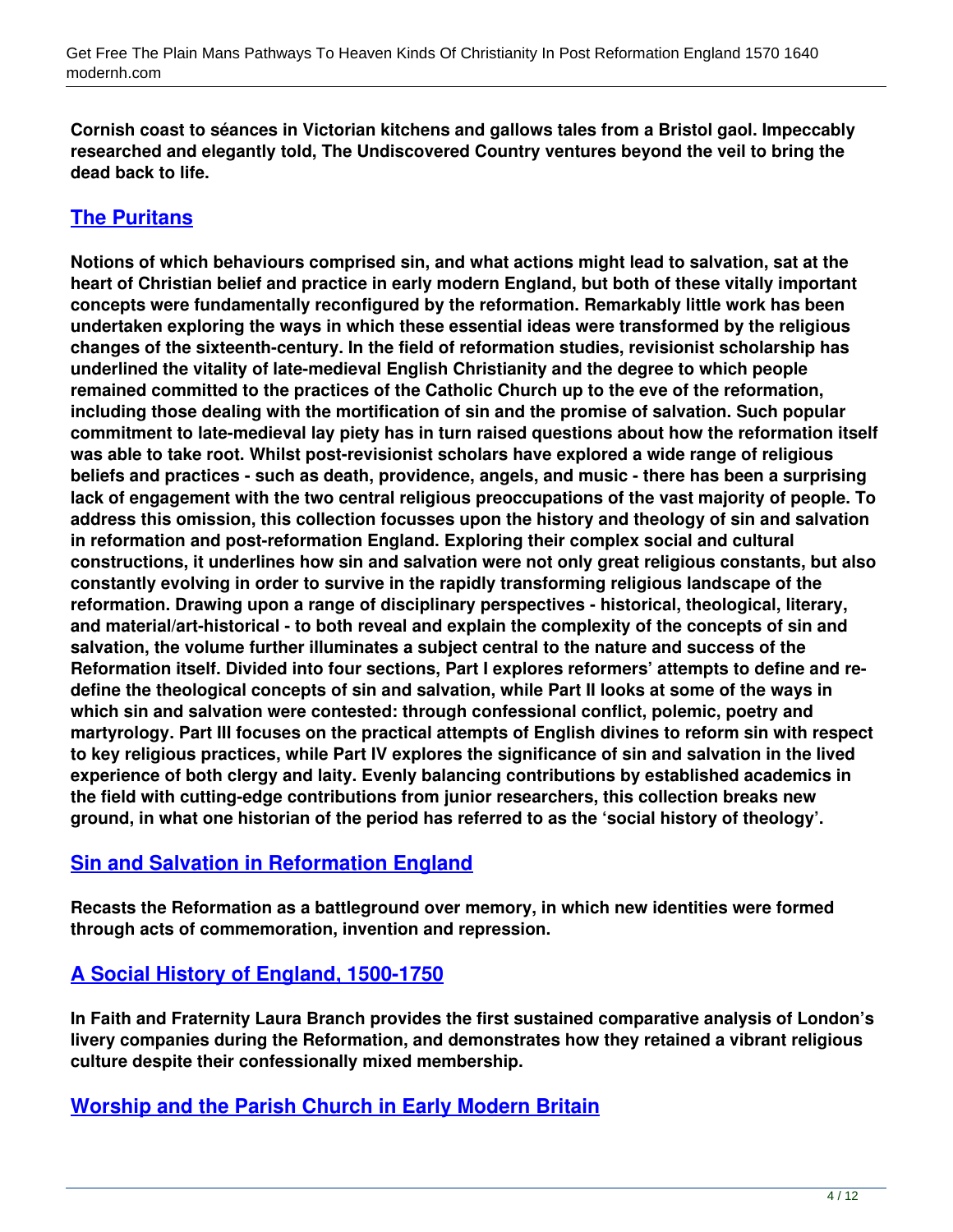**Cornish coast to séances in Victorian kitchens and gallows tales from a Bristol gaol. Impeccably researched and elegantly told, The Undiscovered Country ventures beyond the veil to bring the dead back to life.**

## The Puritans

**Notions of which behaviours comprised sin, and what actions might lead to salvation, sat at the heart of Christian belief and practice in early modern England, but both of these vitally important concepts were fundamentally reconfigured by the reformation. Remarkably little work has been undertaken exploring the ways in which these essential ideas were transformed by the religious changes of the sixteenth-century. In the field of reformation studies, revisionist scholarship has underlined the vitality of late-medieval English Christianity and the degree to which people remained committed to the practices of the Catholic Church up to the eve of the reformation, including those dealing with the mortification of sin and the promise of salvation. Such popular commitment to late-medieval lay piety has in turn raised questions about how the reformation itself was able to take root. Whilst post-revisionist scholars have explored a wide range of religious beliefs and practices - such as death, providence, angels, and music - there has been a surprising lack of engagement with the two central religious preoccupations of the vast majority of people. To address this omission, this collection focusses upon the history and theology of sin and salvation in reformation and post-reformation England. Exploring their complex social and cultural constructions, it underlines how sin and salvation were not only great religious constants, but also constantly evolving in order to survive in the rapidly transforming religious landscape of the reformation. Drawing upon a range of disciplinary perspectives - historical, theological, literary, and material/art-historical - to both reveal and explain the complexity of the concepts of sin and salvation, the volume further illuminates a subject central to the nature and success of the Reformation itself. Divided into four sections, Part I explores reformers' attempts to define and re-define the theological concepts of sin and salvation, while Part II looks at some of the ways in which sin and salvation were contested: through confessional conflict, polemic, poetry and martyrology. Part III focuses on the practical attempts of English divines to reform sin with respect to key religious practices, while Part IV explores the significance of sin and salvation in the lived experience of both clergy and laity. Evenly balancing contributions by established academics in the field with cutting-edge contributions from junior researchers, this collection breaks new ground, in what one historian of the period has referred to as the 'social history of theology'.**

## Sin and Salvation in Reformation England

**Recasts the Reformation as a battleground over memory, in which new identities were formed through acts of commemoration, invention and repression.**

## A Social History of England, 1500-1750

**In Faith and Fraternity Laura Branch provides the first sustained comparative analysis of London's livery companies during the Reformation, and demonstrates how they retained a vibrant religious culture despite their confessionally mixed membership.**

## Worship and the Parish Church in Early Modern Britain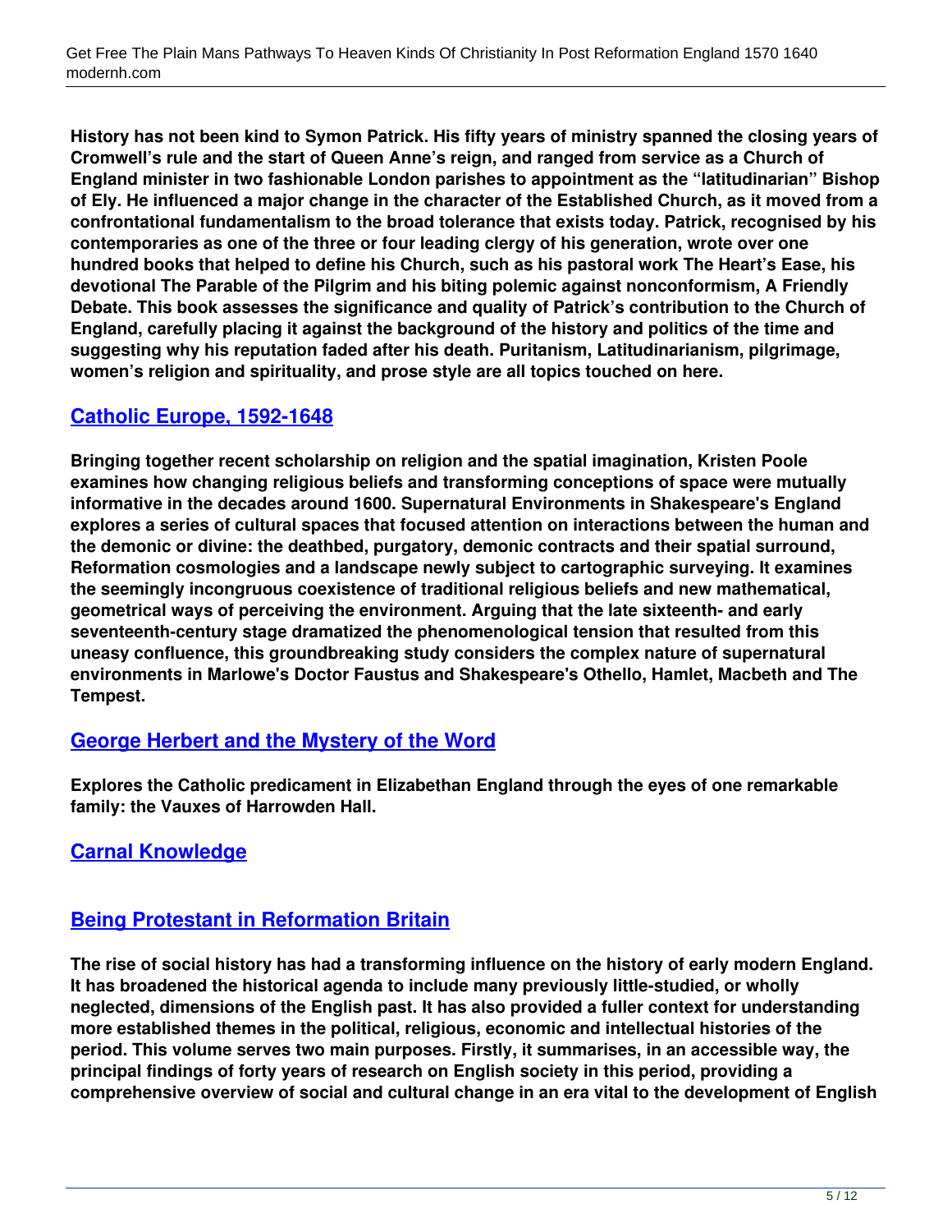History has not been kind to Symon Patrick. His fifty years of ministry spanned the closing years of Cromwell's rule and the start of Queen Anne's reign, and ranged from service as a Church of England minister in two fashionable London parishes to appointment as the "latitudinarian" Bishop of Ely. He influenced a major change in the character of the Established Church, as it moved from a confrontational fundamentalism to the broad tolerance that exists today. Patrick, recognised by his contemporaries as one of the three or four leading clergy of his generation, wrote over one hundred books that helped to define his Church, such as his pastoral work The Heart's Ease, his devotional The Parable of the Pilgrim and his biting polemic against nonconformism, A Friendly Debate. This book assesses the significance and quality of Patrick's contribution to the Church of England, carefully placing it against the background of the history and politics of the time and suggesting why his reputation faded after his death. Puritanism, Latitudinarianism, pilgrimage, women's religion and spirituality, and prose style are all topics touched on here.

## Catholic Europe, 1592-1648

Bringing together recent scholarship on religion and the spatial imagination, Kristen Poole examines how changing religious beliefs and transforming conceptions of space were mutually informative in the decades around 1600. Supernatural Environments in Shakespeare's England explores a series of cultural spaces that focused attention on interactions between the human and the demonic or divine: the deathbed, purgatory, demonic contracts and their spatial surround, Reformation cosmologies and a landscape newly subject to cartographic surveying. It examines the seemingly incongruous coexistence of traditional religious beliefs and new mathematical, geometrical ways of perceiving the environment. Arguing that the late sixteenth- and early seventeenth-century stage dramatized the phenomenological tension that resulted from this uneasy confluence, this groundbreaking study considers the complex nature of supernatural environments in Marlowe's Doctor Faustus and Shakespeare's Othello, Hamlet, Macbeth and The Tempest.

## George Herbert and the Mystery of the Word

Explores the Catholic predicament in Elizabethan England through the eyes of one remarkable family: the Vauxes of Harrowden Hall.

## Carnal Knowledge

## Being Protestant in Reformation Britain

The rise of social history has had a transforming influence on the history of early modern England. It has broadened the historical agenda to include many previously little-studied, or wholly neglected, dimensions of the English past. It has also provided a fuller context for understanding more established themes in the political, religious, economic and intellectual histories of the period. This volume serves two main purposes. Firstly, it summarises, in an accessible way, the principal findings of forty years of research on English society in this period, providing a comprehensive overview of social and cultural change in an era vital to the development of English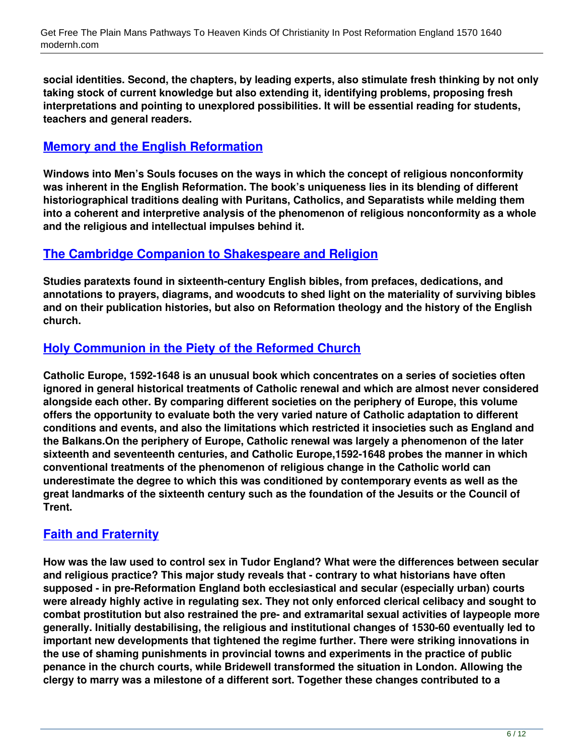**social identities. Second, the chapters, by leading experts, also stimulate fresh thinking by not only taking stock of current knowledge but also extending it, identifying problems, proposing fresh interpretations and pointing to unexplored possibilities. It will be essential reading for students, teachers and general readers.**

## Memory and the English Reformation

**Windows into Men's Souls focuses on the ways in which the concept of religious nonconformity was inherent in the English Reformation. The book's uniqueness lies in its blending of different historiographical traditions dealing with Puritans, Catholics, and Separatists while melding them into a coherent and interpretive analysis of the phenomenon of religious nonconformity as a whole and the religious and intellectual impulses behind it.**

## The Cambridge Companion to Shakespeare and Religion

**Studies paratexts found in sixteenth-century English bibles, from prefaces, dedications, and annotations to prayers, diagrams, and woodcuts to shed light on the materiality of surviving bibles and on their publication histories, but also on Reformation theology and the history of the English church.**

## Holy Communion in the Piety of the Reformed Church

**Catholic Europe, 1592-1648 is an unusual book which concentrates on a series of societies often ignored in general historical treatments of Catholic renewal and which are almost never considered alongside each other. By comparing different societies on the periphery of Europe, this volume offers the opportunity to evaluate both the very varied nature of Catholic adaptation to different conditions and events, and also the limitations which restricted it insocieties such as England and the Balkans.On the periphery of Europe, Catholic renewal was largely a phenomenon of the later sixteenth and seventeenth centuries, and Catholic Europe,1592-1648 probes the manner in which conventional treatments of the phenomenon of religious change in the Catholic world can underestimate the degree to which this was conditioned by contemporary events as well as the great landmarks of the sixteenth century such as the foundation of the Jesuits or the Council of Trent.**

## Faith and Fraternity

**How was the law used to control sex in Tudor England? What were the differences between secular and religious practice? This major study reveals that - contrary to what historians have often supposed - in pre-Reformation England both ecclesiastical and secular (especially urban) courts were already highly active in regulating sex. They not only enforced clerical celibacy and sought to combat prostitution but also restrained the pre- and extramarital sexual activities of laypeople more generally. Initially destabilising, the religious and institutional changes of 1530-60 eventually led to important new developments that tightened the regime further. There were striking innovations in the use of shaming punishments in provincial towns and experiments in the practice of public penance in the church courts, while Bridewell transformed the situation in London. Allowing the clergy to marry was a milestone of a different sort. Together these changes contributed to a**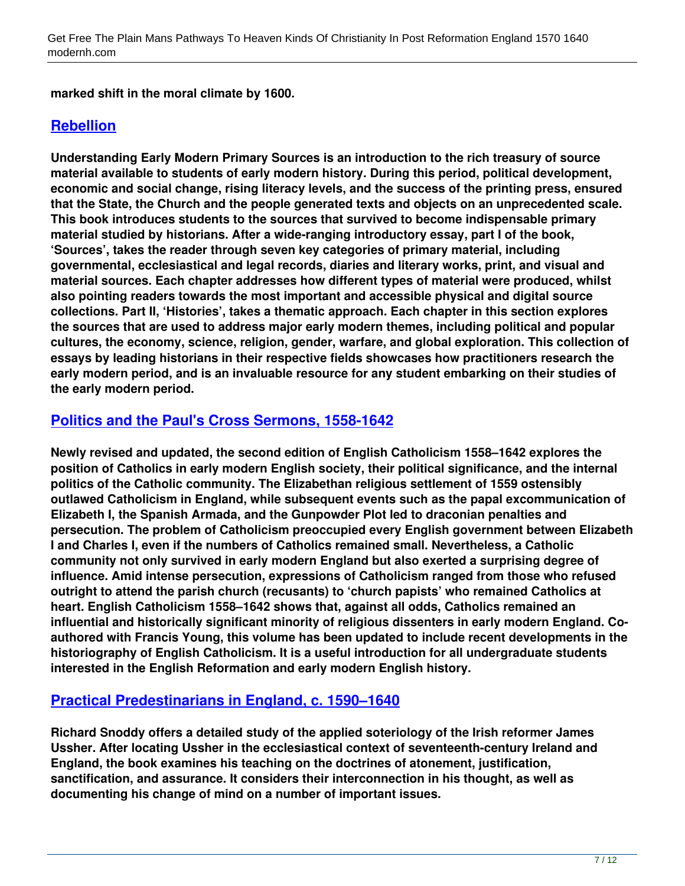**marked shift in the moral climate by 1600.**

## Rebellion

**Understanding Early Modern Primary Sources is an introduction to the rich treasury of source material available to students of early modern history. During this period, political development, economic and social change, rising literacy levels, and the success of the printing press, ensured that the State, the Church and the people generated texts and objects on an unprecedented scale. This book introduces students to the sources that survived to become indispensable primary material studied by historians. After a wide-ranging introductory essay, part I of the book, 'Sources', takes the reader through seven key categories of primary material, including governmental, ecclesiastical and legal records, diaries and literary works, print, and visual and material sources. Each chapter addresses how different types of material were produced, whilst also pointing readers towards the most important and accessible physical and digital source collections. Part II, 'Histories', takes a thematic approach. Each chapter in this section explores the sources that are used to address major early modern themes, including political and popular cultures, the economy, science, religion, gender, warfare, and global exploration. This collection of essays by leading historians in their respective fields showcases how practitioners research the early modern period, and is an invaluable resource for any student embarking on their studies of the early modern period.**

## Politics and the Paul's Cross Sermons, 1558-1642

**Newly revised and updated, the second edition of English Catholicism 1558–1642 explores the position of Catholics in early modern English society, their political significance, and the internal politics of the Catholic community. The Elizabethan religious settlement of 1559 ostensibly outlawed Catholicism in England, while subsequent events such as the papal excommunication of Elizabeth I, the Spanish Armada, and the Gunpowder Plot led to draconian penalties and persecution. The problem of Catholicism preoccupied every English government between Elizabeth I and Charles I, even if the numbers of Catholics remained small. Nevertheless, a Catholic community not only survived in early modern England but also exerted a surprising degree of influence. Amid intense persecution, expressions of Catholicism ranged from those who refused outright to attend the parish church (recusants) to 'church papists' who remained Catholics at heart. English Catholicism 1558–1642 shows that, against all odds, Catholics remained an influential and historically significant minority of religious dissenters in early modern England. Co-authored with Francis Young, this volume has been updated to include recent developments in the historiography of English Catholicism. It is a useful introduction for all undergraduate students interested in the English Reformation and early modern English history.**

## Practical Predestinarians in England, c. 1590–1640

**Richard Snoddy offers a detailed study of the applied soteriology of the Irish reformer James Ussher. After locating Ussher in the ecclesiastical context of seventeenth-century Ireland and England, the book examines his teaching on the doctrines of atonement, justification, sanctification, and assurance. It considers their interconnection in his thought, as well as documenting his change of mind on a number of important issues.**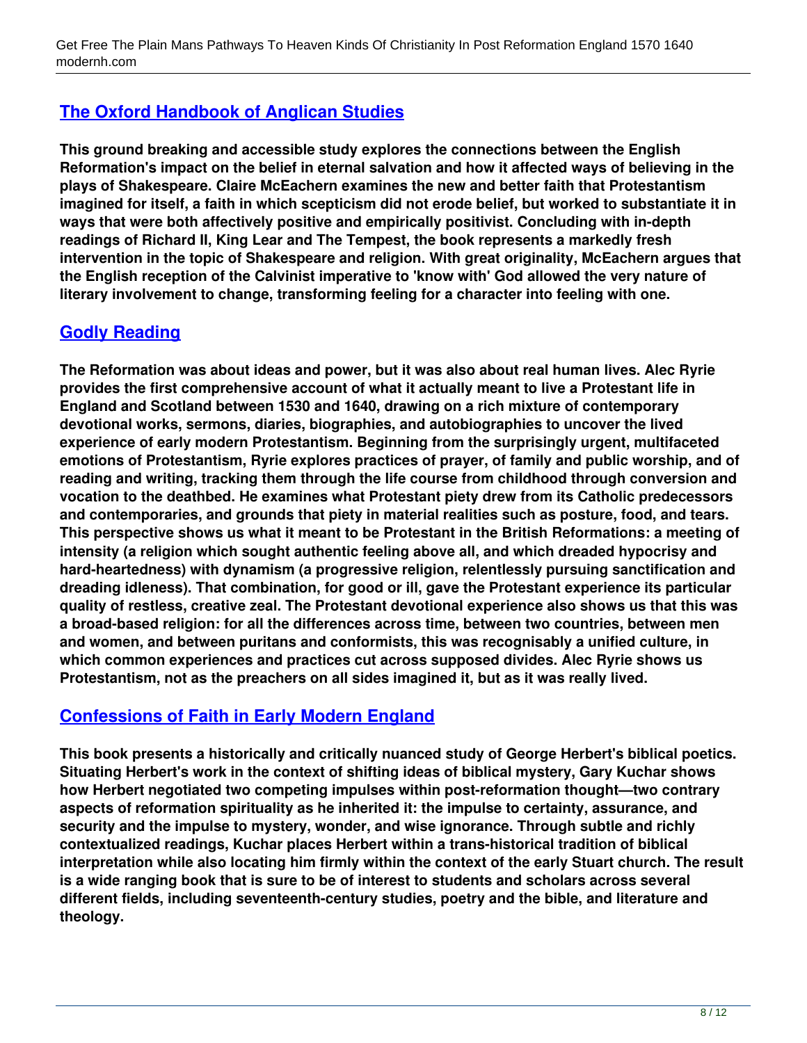## [The Oxford Handbook of Anglican Studies]

**This ground breaking and accessible study explores the connections between the English Reformation's impact on the belief in eternal salvation and how it affected ways of believing in the plays of Shakespeare. Claire McEachern examines the new and better faith that Protestantism imagined for itself, a faith in which scepticism did not erode belief, but worked to substantiate it in ways that were both affectively positive and empirically positivist. Concluding with in-depth readings of Richard II, King Lear and The Tempest, the book represents a markedly fresh intervention in the topic of Shakespeare and religion. With great originality, McEachern argues that the English reception of the Calvinist imperative to 'know with' God allowed the very nature of literary involvement to change, transforming feeling for a character into feeling with one.**

## [Godly Reading]

**The Reformation was about ideas and power, but it was also about real human lives. Alec Ryrie provides the first comprehensive account of what it actually meant to live a Protestant life in England and Scotland between 1530 and 1640, drawing on a rich mixture of contemporary devotional works, sermons, diaries, biographies, and autobiographies to uncover the lived experience of early modern Protestantism. Beginning from the surprisingly urgent, multifaceted emotions of Protestantism, Ryrie explores practices of prayer, of family and public worship, and of reading and writing, tracking them through the life course from childhood through conversion and vocation to the deathbed. He examines what Protestant piety drew from its Catholic predecessors and contemporaries, and grounds that piety in material realities such as posture, food, and tears. This perspective shows us what it meant to be Protestant in the British Reformations: a meeting of intensity (a religion which sought authentic feeling above all, and which dreaded hypocrisy and hard-heartedness) with dynamism (a progressive religion, relentlessly pursuing sanctification and dreading idleness). That combination, for good or ill, gave the Protestant experience its particular quality of restless, creative zeal. The Protestant devotional experience also shows us that this was a broad-based religion: for all the differences across time, between two countries, between men and women, and between puritans and conformists, this was recognisably a unified culture, in which common experiences and practices cut across supposed divides. Alec Ryrie shows us Protestantism, not as the preachers on all sides imagined it, but as it was really lived.**

## [Confessions of Faith in Early Modern England]

**This book presents a historically and critically nuanced study of George Herbert's biblical poetics. Situating Herbert's work in the context of shifting ideas of biblical mystery, Gary Kuchar shows how Herbert negotiated two competing impulses within post-reformation thought—two contrary aspects of reformation spirituality as he inherited it: the impulse to certainty, assurance, and security and the impulse to mystery, wonder, and wise ignorance. Through subtle and richly contextualized readings, Kuchar places Herbert within a trans-historical tradition of biblical interpretation while also locating him firmly within the context of the early Stuart church. The result is a wide ranging book that is sure to be of interest to students and scholars across several different fields, including seventeenth-century studies, poetry and the bible, and literature and theology.**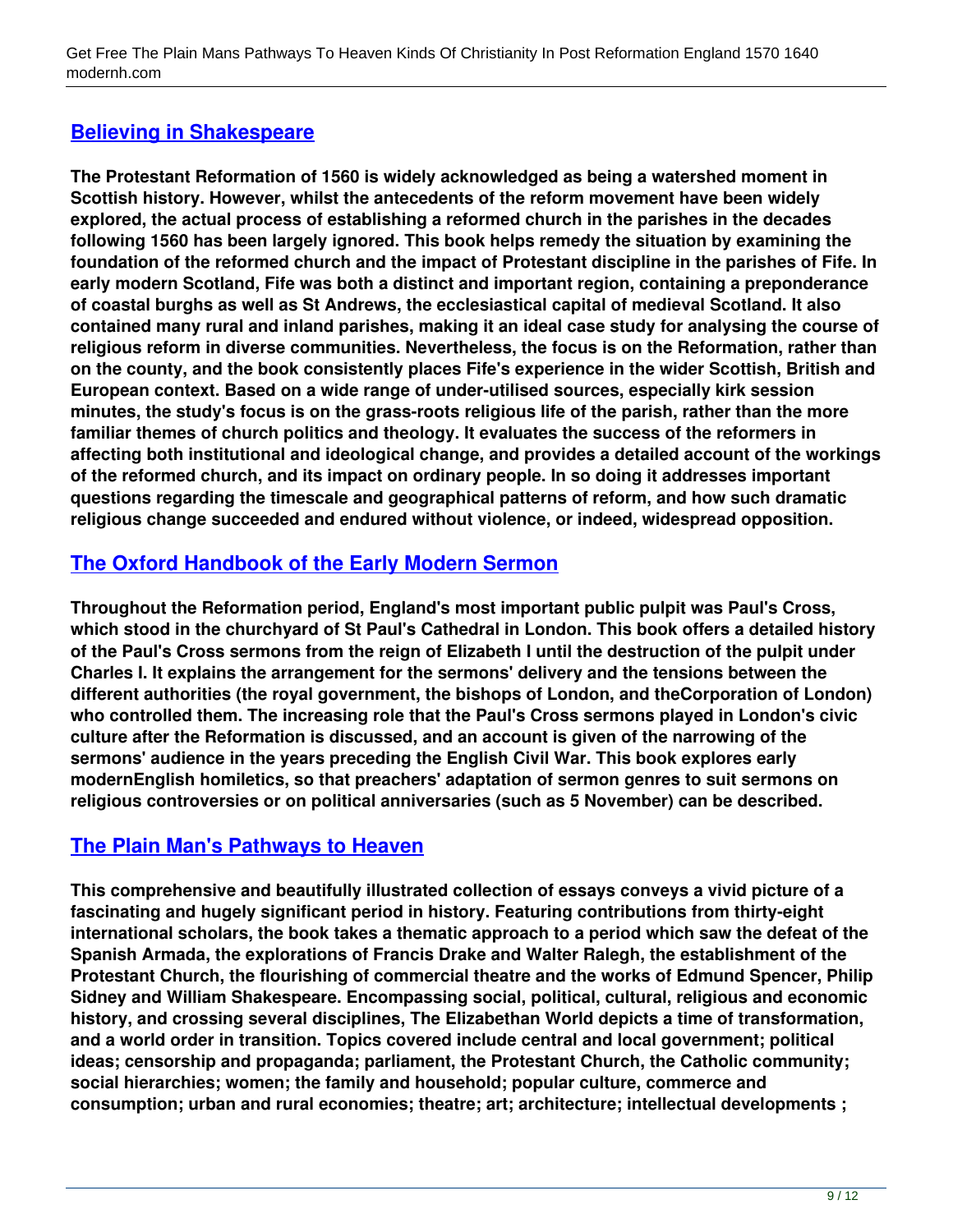## Believing in Shakespeare

**The Protestant Reformation of 1560 is widely acknowledged as being a watershed moment in Scottish history. However, whilst the antecedents of the reform movement have been widely explored, the actual process of establishing a reformed church in the parishes in the decades following 1560 has been largely ignored. This book helps remedy the situation by examining the foundation of the reformed church and the impact of Protestant discipline in the parishes of Fife. In early modern Scotland, Fife was both a distinct and important region, containing a preponderance of coastal burghs as well as St Andrews, the ecclesiastical capital of medieval Scotland. It also contained many rural and inland parishes, making it an ideal case study for analysing the course of religious reform in diverse communities. Nevertheless, the focus is on the Reformation, rather than on the county, and the book consistently places Fife's experience in the wider Scottish, British and European context. Based on a wide range of under-utilised sources, especially kirk session minutes, the study's focus is on the grass-roots religious life of the parish, rather than the more familiar themes of church politics and theology. It evaluates the success of the reformers in affecting both institutional and ideological change, and provides a detailed account of the workings of the reformed church, and its impact on ordinary people. In so doing it addresses important questions regarding the timescale and geographical patterns of reform, and how such dramatic religious change succeeded and endured without violence, or indeed, widespread opposition.**

## The Oxford Handbook of the Early Modern Sermon

**Throughout the Reformation period, England's most important public pulpit was Paul's Cross, which stood in the churchyard of St Paul's Cathedral in London. This book offers a detailed history of the Paul's Cross sermons from the reign of Elizabeth I until the destruction of the pulpit under Charles I. It explains the arrangement for the sermons' delivery and the tensions between the different authorities (the royal government, the bishops of London, and theCorporation of London) who controlled them. The increasing role that the Paul's Cross sermons played in London's civic culture after the Reformation is discussed, and an account is given of the narrowing of the sermons' audience in the years preceding the English Civil War. This book explores early modernEnglish homiletics, so that preachers' adaptation of sermon genres to suit sermons on religious controversies or on political anniversaries (such as 5 November) can be described.**

## The Plain Man's Pathways to Heaven

**This comprehensive and beautifully illustrated collection of essays conveys a vivid picture of a fascinating and hugely significant period in history. Featuring contributions from thirty-eight international scholars, the book takes a thematic approach to a period which saw the defeat of the Spanish Armada, the explorations of Francis Drake and Walter Ralegh, the establishment of the Protestant Church, the flourishing of commercial theatre and the works of Edmund Spencer, Philip Sidney and William Shakespeare. Encompassing social, political, cultural, religious and economic history, and crossing several disciplines, The Elizabethan World depicts a time of transformation, and a world order in transition. Topics covered include central and local government; political ideas; censorship and propaganda; parliament, the Protestant Church, the Catholic community; social hierarchies; women; the family and household; popular culture, commerce and consumption; urban and rural economies; theatre; art; architecture; intellectual developments ;**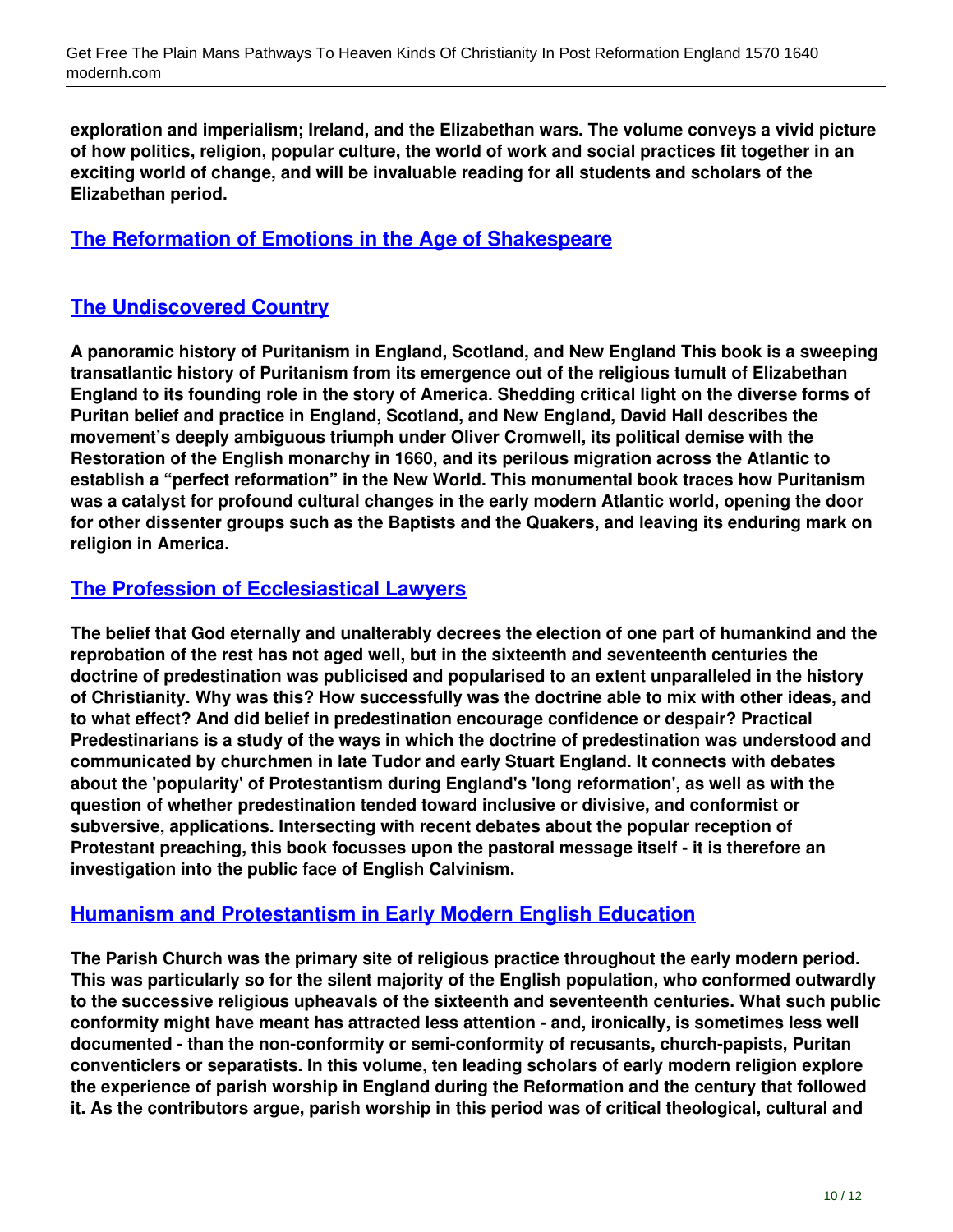**exploration and imperialism; Ireland, and the Elizabethan wars. The volume conveys a vivid picture of how politics, religion, popular culture, the world of work and social practices fit together in an exciting world of change, and will be invaluable reading for all students and scholars of the Elizabethan period.**

## The Reformation of Emotions in the Age of Shakespeare

## The Undiscovered Country

**A panoramic history of Puritanism in England, Scotland, and New England This book is a sweeping transatlantic history of Puritanism from its emergence out of the religious tumult of Elizabethan England to its founding role in the story of America. Shedding critical light on the diverse forms of Puritan belief and practice in England, Scotland, and New England, David Hall describes the movement's deeply ambiguous triumph under Oliver Cromwell, its political demise with the Restoration of the English monarchy in 1660, and its perilous migration across the Atlantic to establish a "perfect reformation" in the New World. This monumental book traces how Puritanism was a catalyst for profound cultural changes in the early modern Atlantic world, opening the door for other dissenter groups such as the Baptists and the Quakers, and leaving its enduring mark on religion in America.**

## The Profession of Ecclesiastical Lawyers

**The belief that God eternally and unalterably decrees the election of one part of humankind and the reprobation of the rest has not aged well, but in the sixteenth and seventeenth centuries the doctrine of predestination was publicised and popularised to an extent unparalleled in the history of Christianity. Why was this? How successfully was the doctrine able to mix with other ideas, and to what effect? And did belief in predestination encourage confidence or despair? Practical Predestinarians is a study of the ways in which the doctrine of predestination was understood and communicated by churchmen in late Tudor and early Stuart England. It connects with debates about the 'popularity' of Protestantism during England's 'long reformation', as well as with the question of whether predestination tended toward inclusive or divisive, and conformist or subversive, applications. Intersecting with recent debates about the popular reception of Protestant preaching, this book focusses upon the pastoral message itself - it is therefore an investigation into the public face of English Calvinism.**

## Humanism and Protestantism in Early Modern English Education

**The Parish Church was the primary site of religious practice throughout the early modern period. This was particularly so for the silent majority of the English population, who conformed outwardly to the successive religious upheavals of the sixteenth and seventeenth centuries. What such public conformity might have meant has attracted less attention - and, ironically, is sometimes less well documented - than the non-conformity or semi-conformity of recusants, church-papists, Puritan conventiclers or separatists. In this volume, ten leading scholars of early modern religion explore the experience of parish worship in England during the Reformation and the century that followed it. As the contributors argue, parish worship in this period was of critical theological, cultural and**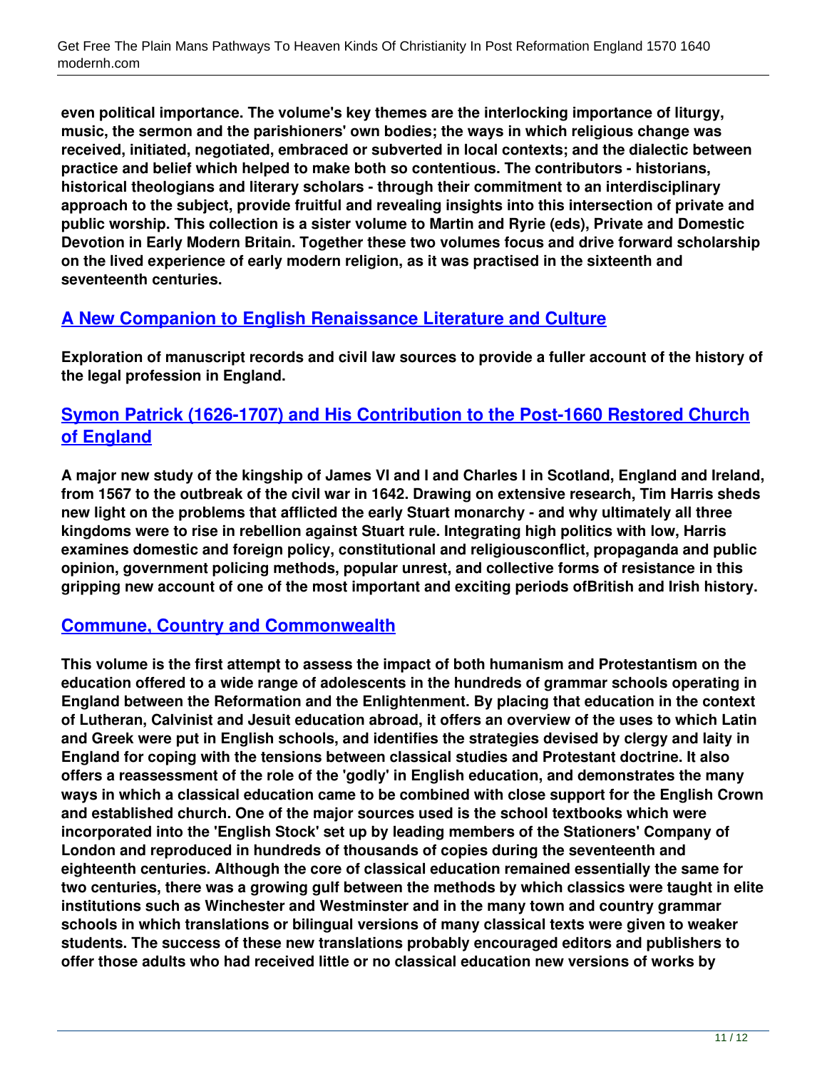even political importance. The volume's key themes are the interlocking importance of liturgy, music, the sermon and the parishioners' own bodies; the ways in which religious change was received, initiated, negotiated, embraced or subverted in local contexts; and the dialectic between practice and belief which helped to make both so contentious. The contributors - historians, historical theologians and literary scholars - through their commitment to an interdisciplinary approach to the subject, provide fruitful and revealing insights into this intersection of private and public worship. This collection is a sister volume to Martin and Ryrie (eds), Private and Domestic Devotion in Early Modern Britain. Together these two volumes focus and drive forward scholarship on the lived experience of early modern religion, as it was practised in the sixteenth and seventeenth centuries.

## A New Companion to English Renaissance Literature and Culture

Exploration of manuscript records and civil law sources to provide a fuller account of the history of the legal profession in England.

## Symon Patrick (1626-1707) and His Contribution to the Post-1660 Restored Church of England

A major new study of the kingship of James VI and I and Charles I in Scotland, England and Ireland, from 1567 to the outbreak of the civil war in 1642. Drawing on extensive research, Tim Harris sheds new light on the problems that afflicted the early Stuart monarchy - and why ultimately all three kingdoms were to rise in rebellion against Stuart rule. Integrating high politics with low, Harris examines domestic and foreign policy, constitutional and religiousconflict, propaganda and public opinion, government policing methods, popular unrest, and collective forms of resistance in this gripping new account of one of the most important and exciting periods ofBritish and Irish history.

## Commune, Country and Commonwealth

This volume is the first attempt to assess the impact of both humanism and Protestantism on the education offered to a wide range of adolescents in the hundreds of grammar schools operating in England between the Reformation and the Enlightenment. By placing that education in the context of Lutheran, Calvinist and Jesuit education abroad, it offers an overview of the uses to which Latin and Greek were put in English schools, and identifies the strategies devised by clergy and laity in England for coping with the tensions between classical studies and Protestant doctrine. It also offers a reassessment of the role of the 'godly' in English education, and demonstrates the many ways in which a classical education came to be combined with close support for the English Crown and established church. One of the major sources used is the school textbooks which were incorporated into the 'English Stock' set up by leading members of the Stationers' Company of London and reproduced in hundreds of thousands of copies during the seventeenth and eighteenth centuries. Although the core of classical education remained essentially the same for two centuries, there was a growing gulf between the methods by which classics were taught in elite institutions such as Winchester and Westminster and in the many town and country grammar schools in which translations or bilingual versions of many classical texts were given to weaker students. The success of these new translations probably encouraged editors and publishers to offer those adults who had received little or no classical education new versions of works by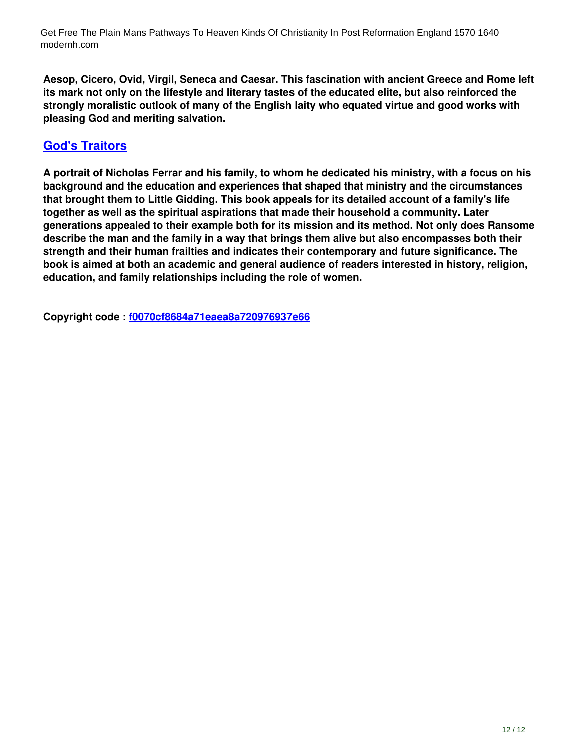**Aesop, Cicero, Ovid, Virgil, Seneca and Caesar. This fascination with ancient Greece and Rome left its mark not only on the lifestyle and literary tastes of the educated elite, but also reinforced the strongly moralistic outlook of many of the English laity who equated virtue and good works with pleasing God and meriting salvation.**

## God's Traitors

**A portrait of Nicholas Ferrar and his family, to whom he dedicated his ministry, with a focus on his background and the education and experiences that shaped that ministry and the circumstances that brought them to Little Gidding. This book appeals for its detailed account of a family's life together as well as the spiritual aspirations that made their household a community. Later generations appealed to their example both for its mission and its method. Not only does Ransome describe the man and the family in a way that brings them alive but also encompasses both their strength and their human frailties and indicates their contemporary and future significance. The book is aimed at both an academic and general audience of readers interested in history, religion, education, and family relationships including the role of women.**

**Copyright code : f0070cf8684a71eaea8a720976937e66**